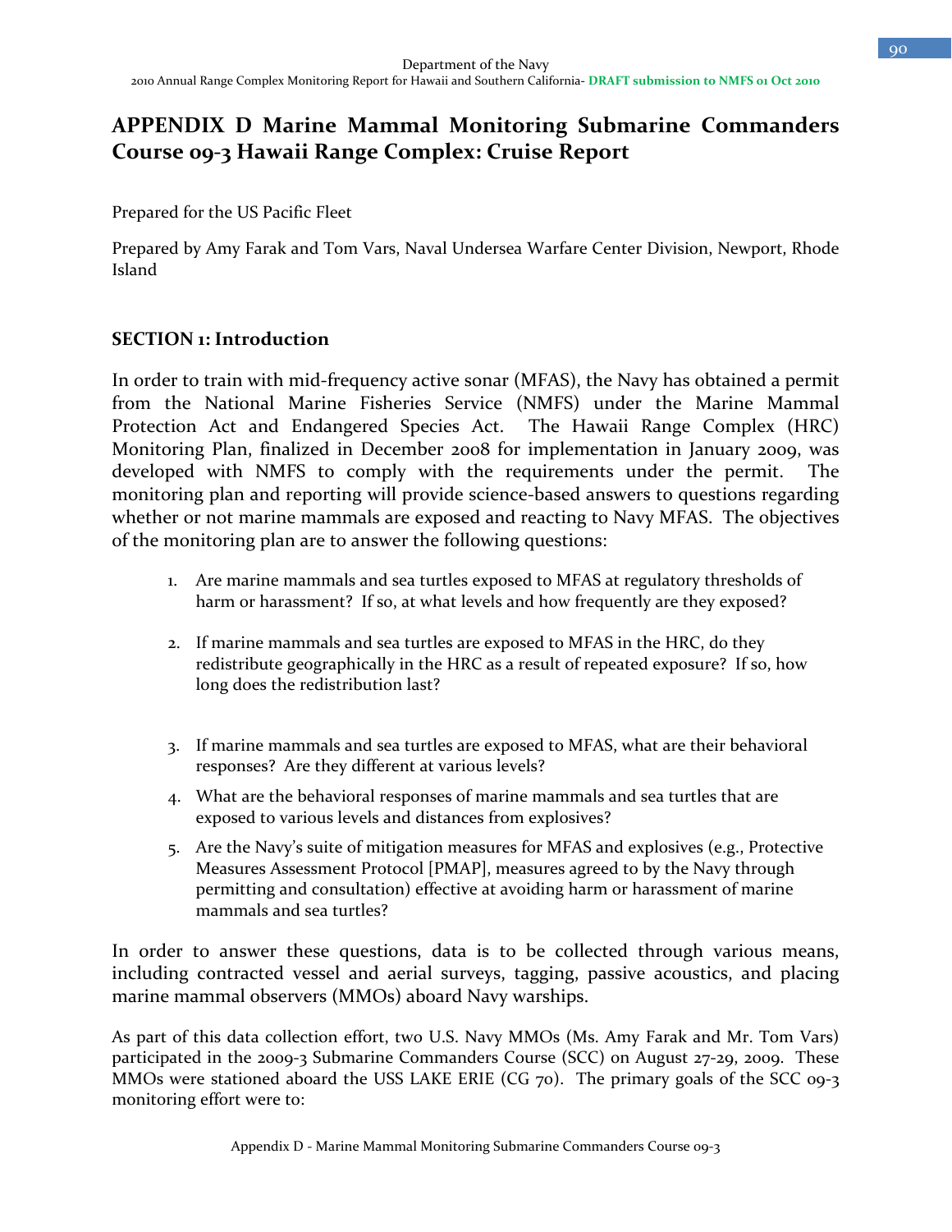# APPENDIX D Marine Mammal Monitoring Submarine Commanders Course 09-3 Hawaii Range Complex: Cruise Report

Prepared for the US Pacific Fleet

Prepared by Amy Farak and Tom Vars, Naval Undersea Warfare Center Division, Newport, Rhode Island

## SECTION 1: Introduction

In order to train with mid-frequency active sonar (MFAS), the Navy has obtained a permit from the National Marine Fisheries Service (NMFS) under the Marine Mammal Protection Act and Endangered Species Act. The Hawaii Range Complex (HRC) Monitoring Plan, finalized in December 2008 for implementation in January 2009, was developed with NMFS to comply with the requirements under the permit. The monitoring plan and reporting will provide science-based answers to questions regarding whether or not marine mammals are exposed and reacting to Navy MFAS. The objectives of the monitoring plan are to answer the following questions:

1. Are marine mammals and sea turtles exposed to MFAS at regulatory thresholds of harm or harassment? If so, at what levels and how frequently are they exposed?

2. If marine mammals and sea turtles are exposed to MFAS in the HRC, do they redistribute geographically in the HRC as a result of repeated exposure? If so, how long does the redistribution last?

3. If marine mammals and sea turtles are exposed to MFAS, what are their behavioral responses? Are they different at various levels?

4. What are the behavioral responses of marine mammals and sea turtles that are exposed to various levels and distances from explosives?

5. Are the Navy's suite of mitigation measures for MFAS and explosives (e.g., Protective Measures Assessment Protocol [PMAP], measures agreed to by the Navy through permitting and consultation) effective at avoiding harm or harassment of marine mammals and sea turtles?

In order to answer these questions, data is to be collected through various means, including contracted vessel and aerial surveys, tagging, passive acoustics, and placing marine mammal observers (MMOs) aboard Navy warships.

As part of this data collection effort, two U.S. Navy MMOs (Ms. Amy Farak and Mr. Tom Vars) participated in the 2009-3 Submarine Commanders Course (SCC) on August 27-29, 2009. These MMOs were stationed aboard the USS LAKE ERIE (CG 70). The primary goals of the SCC 09-3 monitoring effort were to: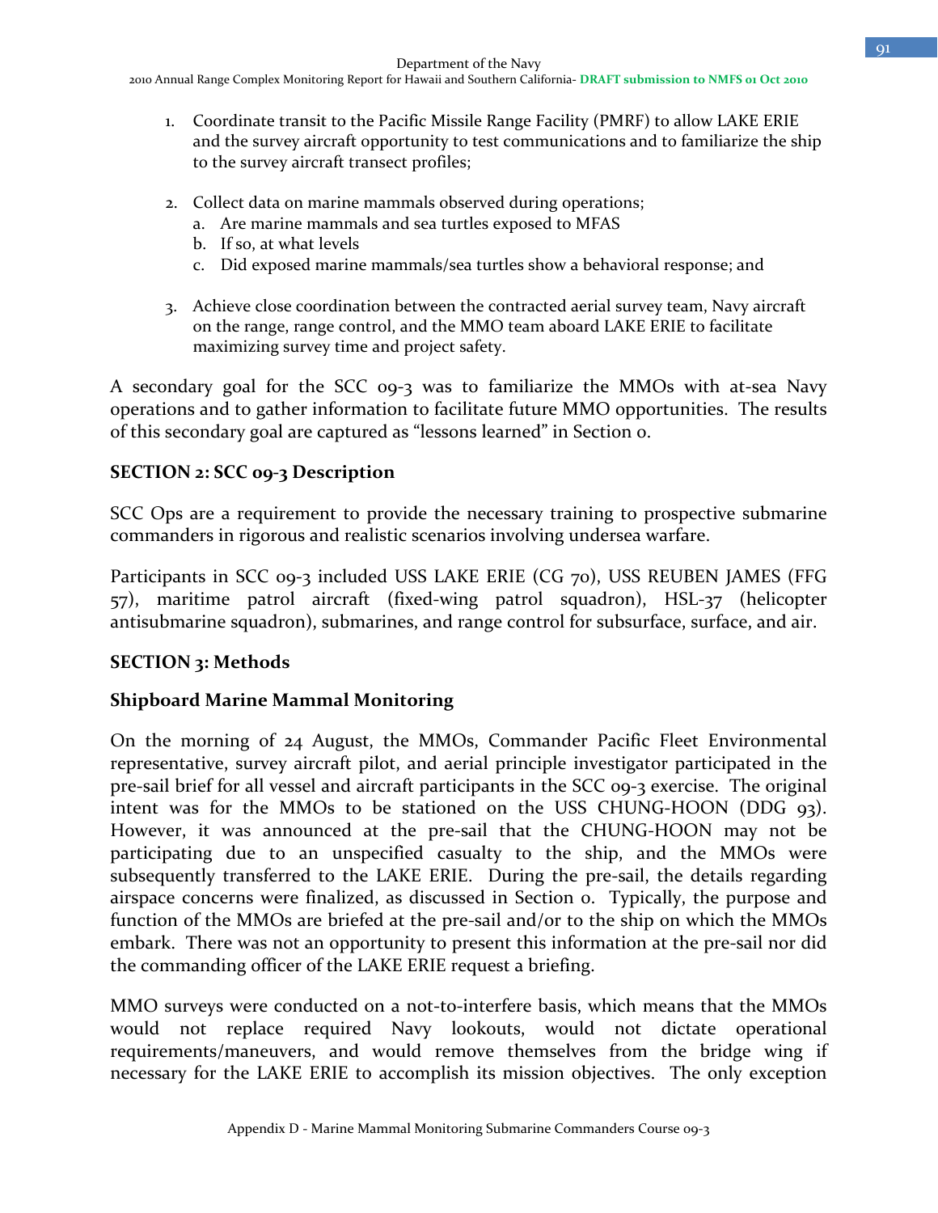1. Coordinate transit to the Pacific Missile Range Facility (PMRF) to allow LAKE ERIE and the survey aircraft opportunity to test communications and to familiarize the ship to the survey aircraft transect profiles;

2. Collect data on marine mammals observed during operations;
   a. Are marine mammals and sea turtles exposed to MFAS
   b. If so, at what levels
   c. Did exposed marine mammals/sea turtles show a behavioral response; and

3. Achieve close coordination between the contracted aerial survey team, Navy aircraft on the range, range control, and the MMO team aboard LAKE ERIE to facilitate maximizing survey time and project safety.

A secondary goal for the SCC 09-3 was to familiarize the MMOs with at-sea Navy operations and to gather information to facilitate future MMO opportunities. The results of this secondary goal are captured as "lessons learned" in Section 0.

## SECTION 2: SCC 09-3 Description

SCC Ops are a requirement to provide the necessary training to prospective submarine commanders in rigorous and realistic scenarios involving undersea warfare.

Participants in SCC 09-3 included USS LAKE ERIE (CG 70), USS REUBEN JAMES (FFG 57), maritime patrol aircraft (fixed-wing patrol squadron), HSL-37 (helicopter antisubmarine squadron), submarines, and range control for subsurface, surface, and air.

## SECTION 3: Methods

### Shipboard Marine Mammal Monitoring

On the morning of 24 August, the MMOs, Commander Pacific Fleet Environmental representative, survey aircraft pilot, and aerial principle investigator participated in the pre-sail brief for all vessel and aircraft participants in the SCC 09-3 exercise. The original intent was for the MMOs to be stationed on the USS CHUNG-HOON (DDG 93). However, it was announced at the pre-sail that the CHUNG-HOON may not be participating due to an unspecified casualty to the ship, and the MMOs were subsequently transferred to the LAKE ERIE. During the pre-sail, the details regarding airspace concerns were finalized, as discussed in Section 0. Typically, the purpose and function of the MMOs are briefed at the pre-sail and/or to the ship on which the MMOs embark. There was not an opportunity to present this information at the pre-sail nor did the commanding officer of the LAKE ERIE request a briefing.

MMO surveys were conducted on a not-to-interfere basis, which means that the MMOs would not replace required Navy lookouts, would not dictate operational requirements/maneuvers, and would remove themselves from the bridge wing if necessary for the LAKE ERIE to accomplish its mission objectives. The only exception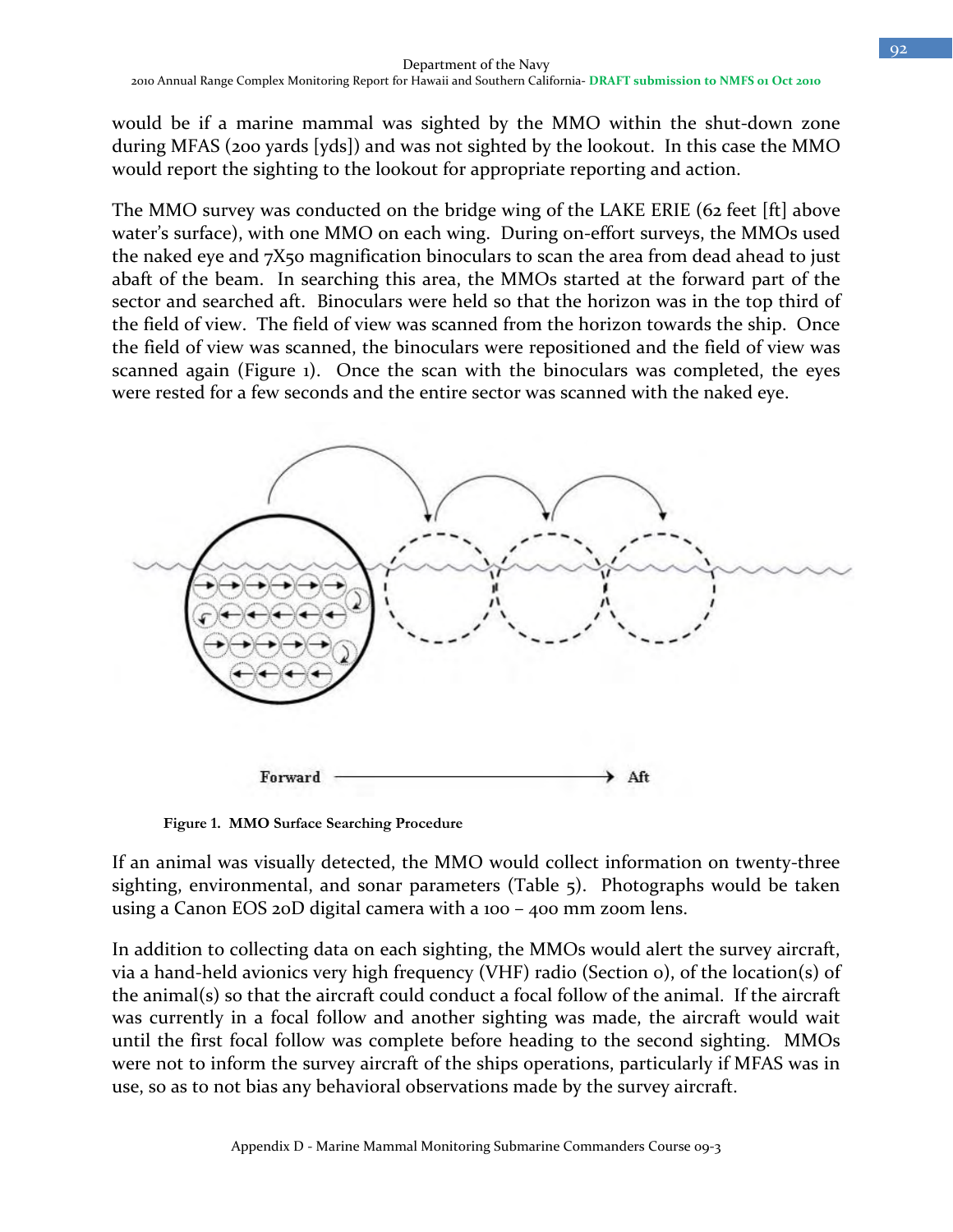would be if a marine mammal was sighted by the MMO within the shut-down zone during MFAS (200 yards [yds]) and was not sighted by the lookout. In this case the MMO would report the sighting to the lookout for appropriate reporting and action.

The MMO survey was conducted on the bridge wing of the LAKE ERIE (62 feet [ft] above water's surface), with one MMO on each wing. During on-effort surveys, the MMOs used the naked eye and 7X50 magnification binoculars to scan the area from dead ahead to just abaft of the beam. In searching this area, the MMOs started at the forward part of the sector and searched aft. Binoculars were held so that the horizon was in the top third of the field of view. The field of view was scanned from the horizon towards the ship. Once the field of view was scanned, the binoculars were repositioned and the field of view was scanned again (Figure 1). Once the scan with the binoculars was completed, the eyes were rested for a few seconds and the entire sector was scanned with the naked eye.

Figure 1. MMO Surface Searching Procedure

If an animal was visually detected, the MMO would collect information on twenty-three sighting, environmental, and sonar parameters (Table 5). Photographs would be taken using a Canon EOS 20D digital camera with a 100 – 400 mm zoom lens.

In addition to collecting data on each sighting, the MMOs would alert the survey aircraft, via a hand-held avionics very high frequency (VHF) radio (Section 0), of the location(s) of the animal(s) so that the aircraft could conduct a focal follow of the animal. If the aircraft was currently in a focal follow and another sighting was made, the aircraft would wait until the first focal follow was complete before heading to the second sighting. MMOs were not to inform the survey aircraft of the ships operations, particularly if MFAS was in use, so as to not bias any behavioral observations made by the survey aircraft.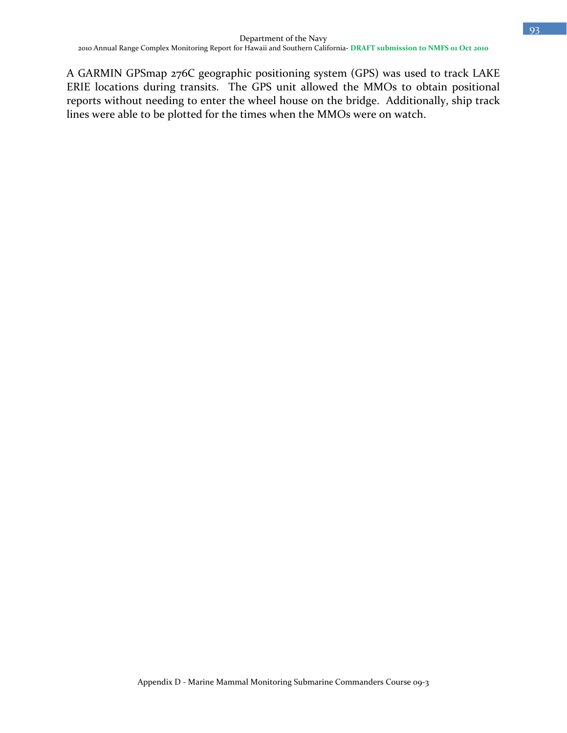A GARMIN GPSmap 276C geographic positioning system (GPS) was used to track LAKE ERIE locations during transits. The GPS unit allowed the MMOs to obtain positional reports without needing to enter the wheel house on the bridge. Additionally, ship track lines were able to be plotted for the times when the MMOs were on watch.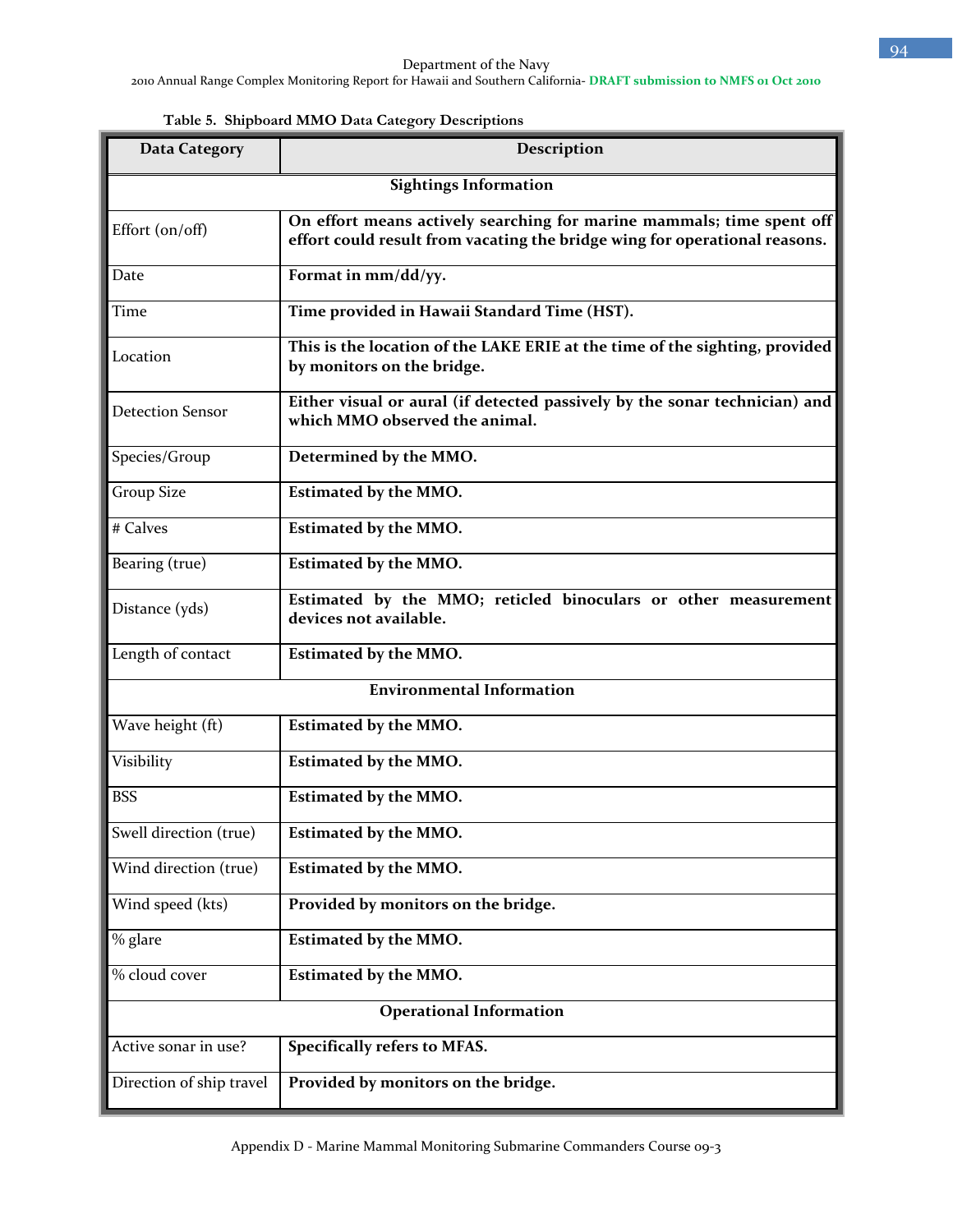Table 5. Shipboard MMO Data Category Descriptions

| Data Category | Description |
|---|---|
| **Sightings Information** | |
| Effort (on/off) | **On effort means actively searching for marine mammals; time spent off effort could result from vacating the bridge wing for operational reasons.** |
| Date | **Format in mm/dd/yy.** |
| Time | **Time provided in Hawaii Standard Time (HST).** |
| Location | **This is the location of the LAKE ERIE at the time of the sighting, provided by monitors on the bridge.** |
| Detection Sensor | **Either visual or aural (if detected passively by the sonar technician) and which MMO observed the animal.** |
| Species/Group | **Determined by the MMO.** |
| Group Size | **Estimated by the MMO.** |
| # Calves | **Estimated by the MMO.** |
| Bearing (true) | **Estimated by the MMO.** |
| Distance (yds) | **Estimated by the MMO; reticled binoculars or other measurement devices not available.** |
| Length of contact | **Estimated by the MMO.** |
| **Environmental Information** | |
| Wave height (ft) | **Estimated by the MMO.** |
| Visibility | **Estimated by the MMO.** |
| BSS | **Estimated by the MMO.** |
| Swell direction (true) | **Estimated by the MMO.** |
| Wind direction (true) | **Estimated by the MMO.** |
| Wind speed (kts) | **Provided by monitors on the bridge.** |
| % glare | **Estimated by the MMO.** |
| % cloud cover | **Estimated by the MMO.** |
| **Operational Information** | |
| Active sonar in use? | **Specifically refers to MFAS.** |
| Direction of ship travel | **Provided by monitors on the bridge.** |

Appendix D - Marine Mammal Monitoring Submarine Commanders Course 09-3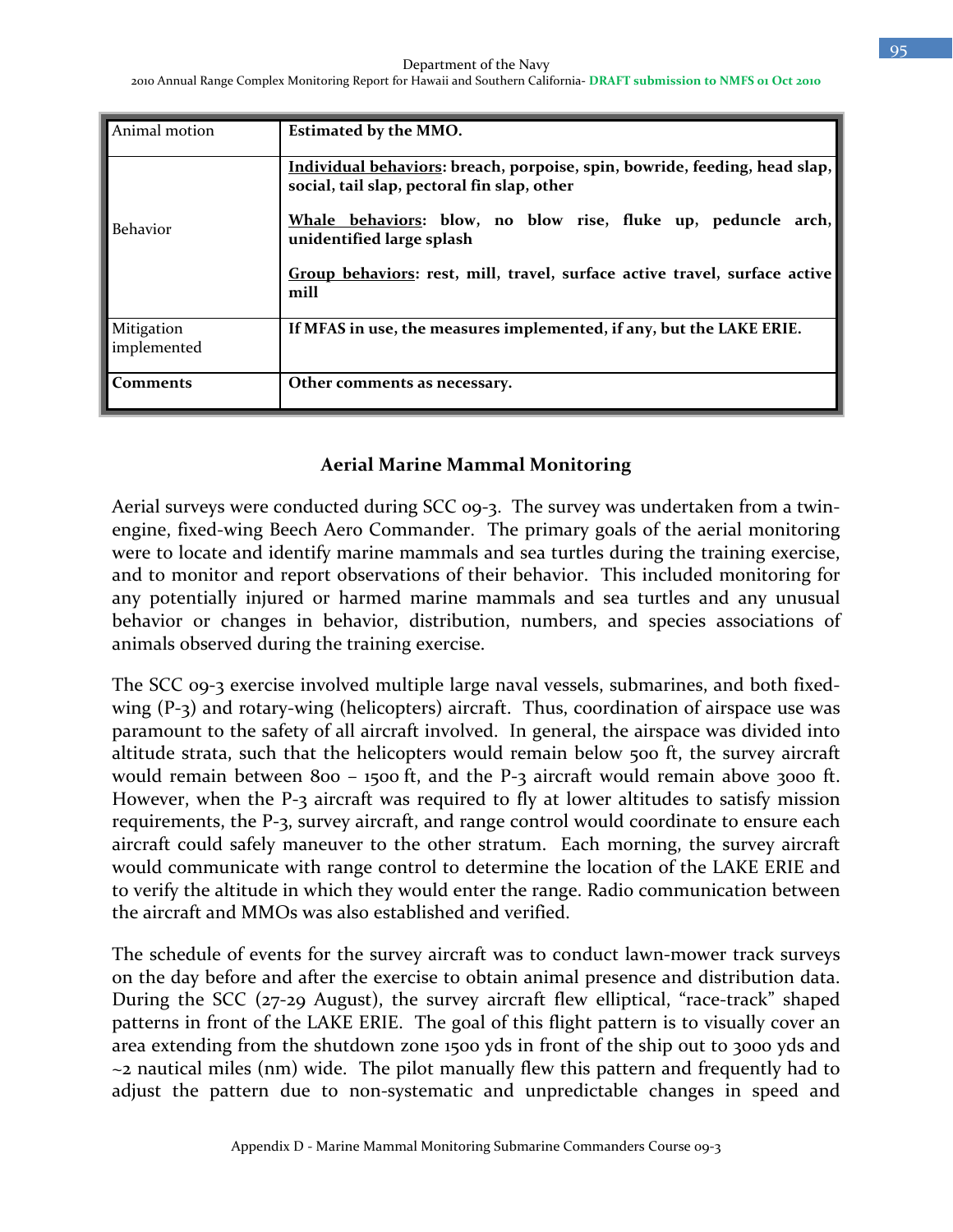| Animal motion | **Estimated by the MMO.** |
|---|---|
| Behavior | **<u>Individual behaviors</u>: breach, porpoise, spin, bowride, feeding, head slap, social, tail slap, pectoral fin slap, other**<br><br>**<u>Whale behaviors</u>: blow, no blow rise, fluke up, peduncle arch, unidentified large splash**<br><br>**<u>Group behaviors</u>: rest, mill, travel, surface active travel, surface active mill** |
| Mitigation implemented | **If MFAS in use, the measures implemented, if any, but the LAKE ERIE.** |
| **Comments** | **Other comments as necessary.** |

## Aerial Marine Mammal Monitoring

Aerial surveys were conducted during SCC 09-3. The survey was undertaken from a twin-engine, fixed-wing Beech Aero Commander. The primary goals of the aerial monitoring were to locate and identify marine mammals and sea turtles during the training exercise, and to monitor and report observations of their behavior. This included monitoring for any potentially injured or harmed marine mammals and sea turtles and any unusual behavior or changes in behavior, distribution, numbers, and species associations of animals observed during the training exercise.

The SCC 09-3 exercise involved multiple large naval vessels, submarines, and both fixed-wing (P-3) and rotary-wing (helicopters) aircraft. Thus, coordination of airspace use was paramount to the safety of all aircraft involved. In general, the airspace was divided into altitude strata, such that the helicopters would remain below 500 ft, the survey aircraft would remain between 800 – 1500 ft, and the P-3 aircraft would remain above 3000 ft. However, when the P-3 aircraft was required to fly at lower altitudes to satisfy mission requirements, the P-3, survey aircraft, and range control would coordinate to ensure each aircraft could safely maneuver to the other stratum. Each morning, the survey aircraft would communicate with range control to determine the location of the LAKE ERIE and to verify the altitude in which they would enter the range. Radio communication between the aircraft and MMOs was also established and verified.

The schedule of events for the survey aircraft was to conduct lawn-mower track surveys on the day before and after the exercise to obtain animal presence and distribution data. During the SCC (27-29 August), the survey aircraft flew elliptical, "race-track" shaped patterns in front of the LAKE ERIE. The goal of this flight pattern is to visually cover an area extending from the shutdown zone 1500 yds in front of the ship out to 3000 yds and ~2 nautical miles (nm) wide. The pilot manually flew this pattern and frequently had to adjust the pattern due to non-systematic and unpredictable changes in speed and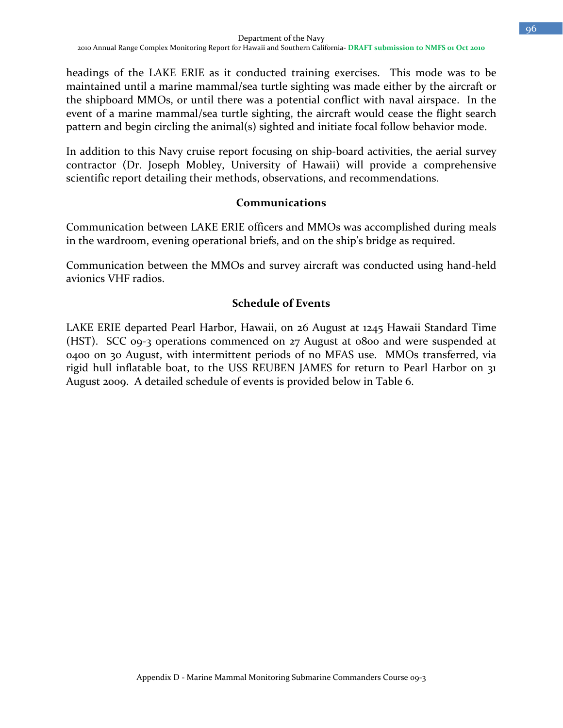headings of the LAKE ERIE as it conducted training exercises. This mode was to be maintained until a marine mammal/sea turtle sighting was made either by the aircraft or the shipboard MMOs, or until there was a potential conflict with naval airspace. In the event of a marine mammal/sea turtle sighting, the aircraft would cease the flight search pattern and begin circling the animal(s) sighted and initiate focal follow behavior mode.

In addition to this Navy cruise report focusing on ship-board activities, the aerial survey contractor (Dr. Joseph Mobley, University of Hawaii) will provide a comprehensive scientific report detailing their methods, observations, and recommendations.

### Communications

Communication between LAKE ERIE officers and MMOs was accomplished during meals in the wardroom, evening operational briefs, and on the ship's bridge as required.

Communication between the MMOs and survey aircraft was conducted using hand-held avionics VHF radios.

### Schedule of Events

LAKE ERIE departed Pearl Harbor, Hawaii, on 26 August at 1245 Hawaii Standard Time (HST). SCC 09-3 operations commenced on 27 August at 0800 and were suspended at 0400 on 30 August, with intermittent periods of no MFAS use. MMOs transferred, via rigid hull inflatable boat, to the USS REUBEN JAMES for return to Pearl Harbor on 31 August 2009. A detailed schedule of events is provided below in Table 6.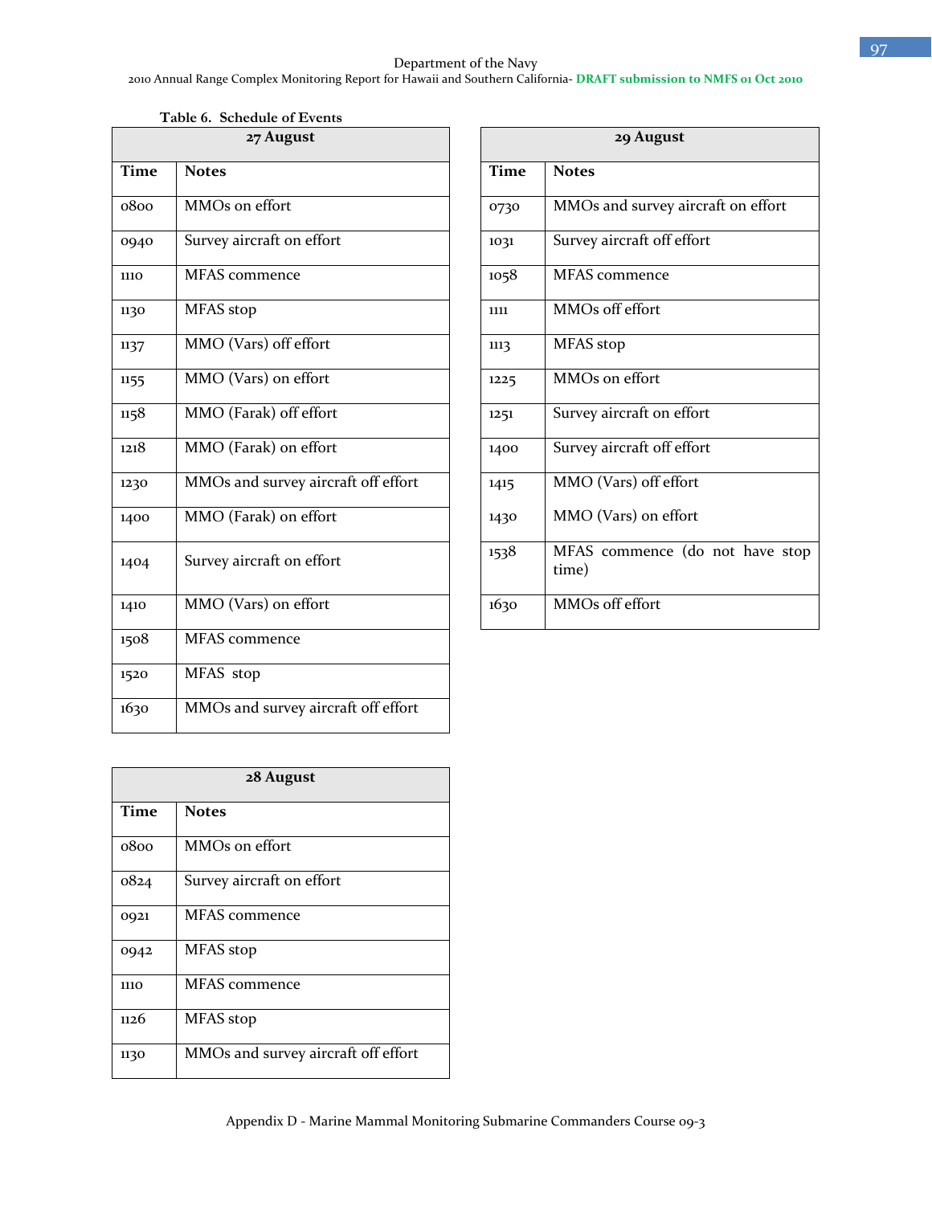Table 6. Schedule of Events

| 27 August | |
|---|---|
| **Time** | **Notes** |
| 0800 | MMOs on effort |
| 0940 | Survey aircraft on effort |
| 1110 | MFAS commence |
| 1130 | MFAS stop |
| 1137 | MMO (Vars) off effort |
| 1155 | MMO (Vars) on effort |
| 1158 | MMO (Farak) off effort |
| 1218 | MMO (Farak) on effort |
| 1230 | MMOs and survey aircraft off effort |
| 1400 | MMO (Farak) on effort |
| 1404 | Survey aircraft on effort |
| 1410 | MMO (Vars) on effort |
| 1508 | MFAS commence |
| 1520 | MFAS stop |
| 1630 | MMOs and survey aircraft off effort |

| 28 August | |
|---|---|
| **Time** | **Notes** |
| 0800 | MMOs on effort |
| 0824 | Survey aircraft on effort |
| 0921 | MFAS commence |
| 0942 | MFAS stop |
| 1110 | MFAS commence |
| 1126 | MFAS stop |
| 1130 | MMOs and survey aircraft off effort |

| 29 August | |
|---|---|
| **Time** | **Notes** |
| 0730 | MMOs and survey aircraft on effort |
| 1031 | Survey aircraft off effort |
| 1058 | MFAS commence |
| 1111 | MMOs off effort |
| 1113 | MFAS stop |
| 1225 | MMOs on effort |
| 1251 | Survey aircraft on effort |
| 1400 | Survey aircraft off effort |
| 1415 | MMO (Vars) off effort |
| 1430 | MMO (Vars) on effort |
| 1538 | MFAS commence (do not have stop time) |
| 1630 | MMOs off effort |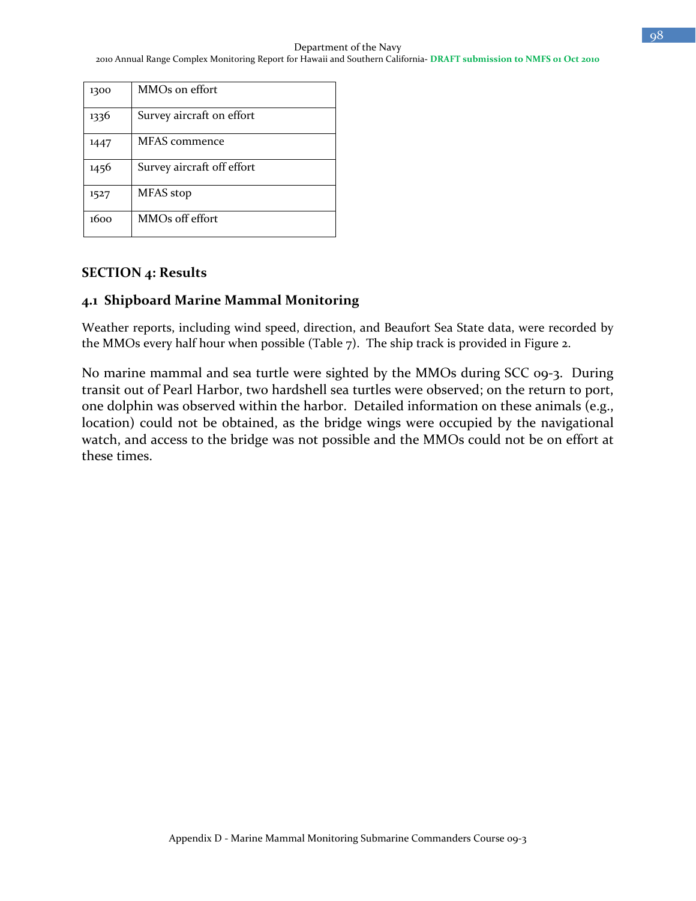| 1300 | MMOs on effort |
|---|---|
| 1336 | Survey aircraft on effort |
| 1447 | MFAS commence |
| 1456 | Survey aircraft off effort |
| 1527 | MFAS stop |
| 1600 | MMOs off effort |

## SECTION 4: Results

### 4.1 Shipboard Marine Mammal Monitoring

Weather reports, including wind speed, direction, and Beaufort Sea State data, were recorded by the MMOs every half hour when possible (Table 7). The ship track is provided in Figure 2.

No marine mammal and sea turtle were sighted by the MMOs during SCC 09-3. During transit out of Pearl Harbor, two hardshell sea turtles were observed; on the return to port, one dolphin was observed within the harbor. Detailed information on these animals (e.g., location) could not be obtained, as the bridge wings were occupied by the navigational watch, and access to the bridge was not possible and the MMOs could not be on effort at these times.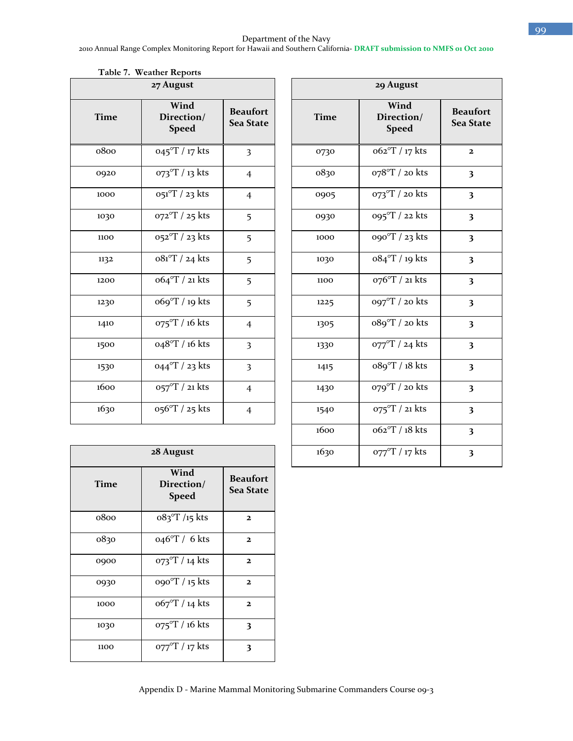Table 7. Weather Reports

| 27 August | | |
|---|---|---|
| **Time** | **Wind Direction/ Speed** | **Beaufort Sea State** |
| 0800 | 045°T / 17 kts | 3 |
| 0920 | 073°T / 13 kts | 4 |
| 1000 | 051°T / 23 kts | 4 |
| 1030 | 072°T / 25 kts | 5 |
| 1100 | 052°T / 23 kts | 5 |
| 1132 | 081°T / 24 kts | 5 |
| 1200 | 064°T / 21 kts | 5 |
| 1230 | 069°T / 19 kts | 5 |
| 1410 | 075°T / 16 kts | 4 |
| 1500 | 048°T / 16 kts | 3 |
| 1530 | 044°T / 23 kts | 3 |
| 1600 | 057°T / 21 kts | 4 |
| 1630 | 056°T / 25 kts | 4 |

| 28 August | | |
|---|---|---|
| **Time** | **Wind Direction/ Speed** | **Beaufort Sea State** |
| 0800 | 083°T /15 kts | 2 |
| 0830 | 046°T / 6 kts | 2 |
| 0900 | 073°T / 14 kts | 2 |
| 0930 | 090°T / 15 kts | 2 |
| 1000 | 067°T / 14 kts | 2 |
| 1030 | 075°T / 16 kts | 3 |
| 1100 | 077°T / 17 kts | 3 |

| 29 August | | |
|---|---|---|
| **Time** | **Wind Direction/ Speed** | **Beaufort Sea State** |
| 0730 | 062°T / 17 kts | 2 |
| 0830 | 078°T / 20 kts | 3 |
| 0905 | 073°T / 20 kts | 3 |
| 0930 | 095°T / 22 kts | 3 |
| 1000 | 090°T / 23 kts | 3 |
| 1030 | 084°T / 19 kts | 3 |
| 1100 | 076°T / 21 kts | 3 |
| 1225 | 097°T / 20 kts | 3 |
| 1305 | 089°T / 20 kts | 3 |
| 1330 | 077°T / 24 kts | 3 |
| 1415 | 089°T / 18 kts | 3 |
| 1430 | 079°T / 20 kts | 3 |
| 1540 | 075°T / 21 kts | 3 |
| 1600 | 062°T / 18 kts | 3 |
| 1630 | 077°T / 17 kts | 3 |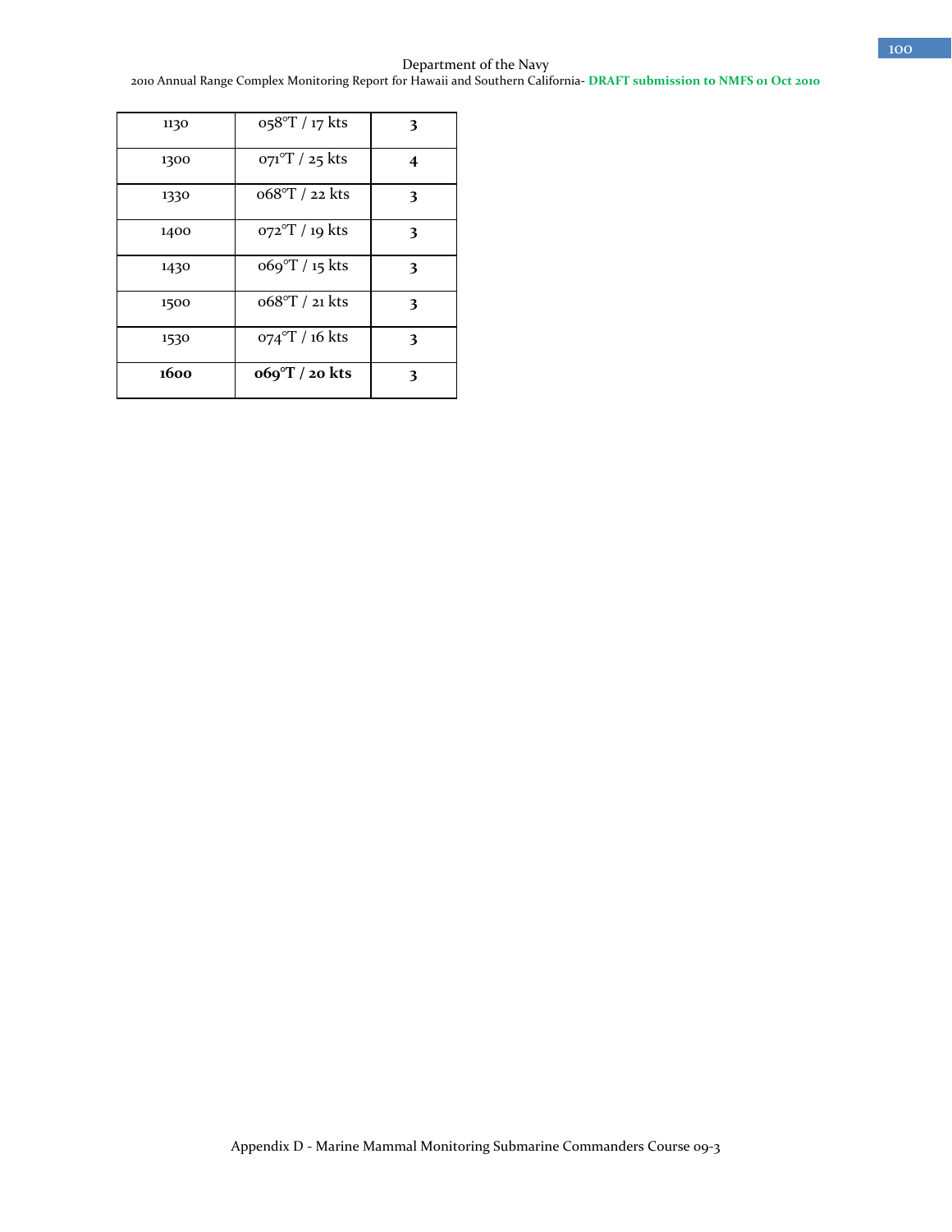| 1130 | 058°T / 17 kts | **3** |
|---|---|---|
| 1300 | 071°T / 25 kts | **4** |
| 1330 | 068°T / 22 kts | **3** |
| 1400 | 072°T / 19 kts | **3** |
| 1430 | 069°T / 15 kts | **3** |
| 1500 | 068°T / 21 kts | **3** |
| 1530 | 074°T / 16 kts | **3** |
| **1600** | **069°T / 20 kts** | **3** |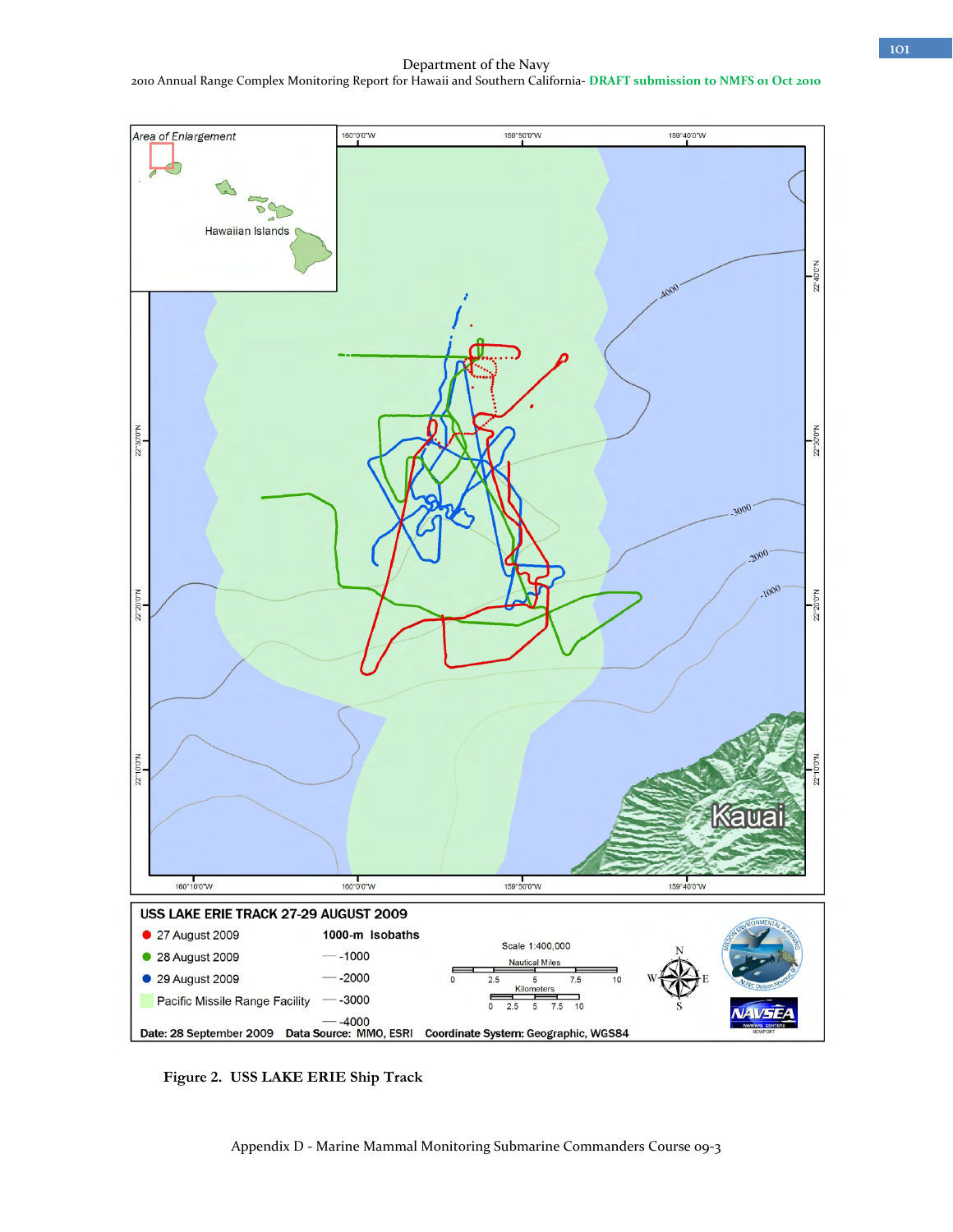Figure 2. USS LAKE ERIE Ship Track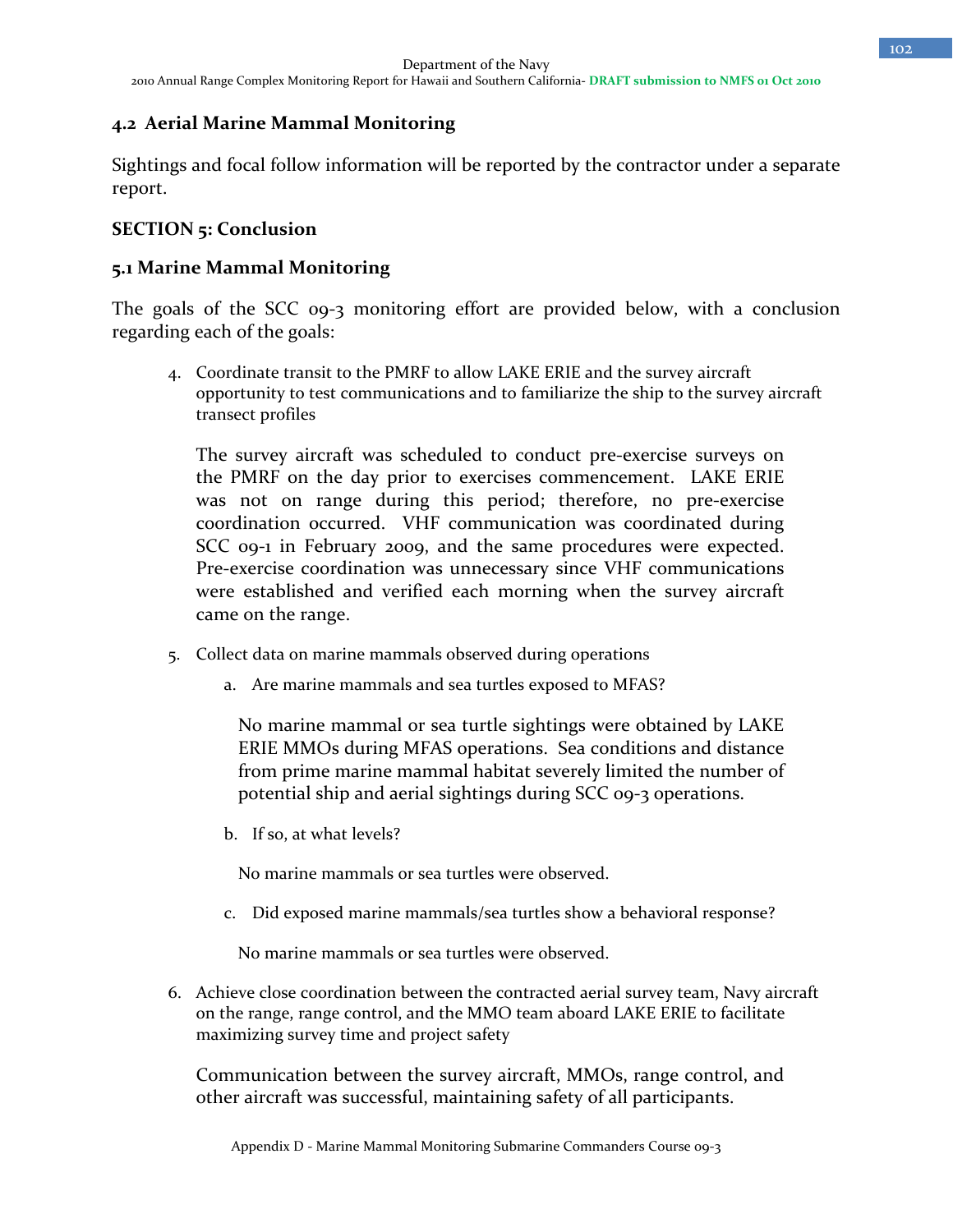## 4.2 Aerial Marine Mammal Monitoring

Sightings and focal follow information will be reported by the contractor under a separate report.

## SECTION 5: Conclusion

### 5.1 Marine Mammal Monitoring

The goals of the SCC 09-3 monitoring effort are provided below, with a conclusion regarding each of the goals:

4. Coordinate transit to the PMRF to allow LAKE ERIE and the survey aircraft opportunity to test communications and to familiarize the ship to the survey aircraft transect profiles

   The survey aircraft was scheduled to conduct pre-exercise surveys on the PMRF on the day prior to exercises commencement. LAKE ERIE was not on range during this period; therefore, no pre-exercise coordination occurred. VHF communication was coordinated during SCC 09-1 in February 2009, and the same procedures were expected. Pre-exercise coordination was unnecessary since VHF communications were established and verified each morning when the survey aircraft came on the range.

5. Collect data on marine mammals observed during operations

   a. Are marine mammals and sea turtles exposed to MFAS?

      No marine mammal or sea turtle sightings were obtained by LAKE ERIE MMOs during MFAS operations. Sea conditions and distance from prime marine mammal habitat severely limited the number of potential ship and aerial sightings during SCC 09-3 operations.

   b. If so, at what levels?

      No marine mammals or sea turtles were observed.

   c. Did exposed marine mammals/sea turtles show a behavioral response?

      No marine mammals or sea turtles were observed.

6. Achieve close coordination between the contracted aerial survey team, Navy aircraft on the range, range control, and the MMO team aboard LAKE ERIE to facilitate maximizing survey time and project safety

   Communication between the survey aircraft, MMOs, range control, and other aircraft was successful, maintaining safety of all participants.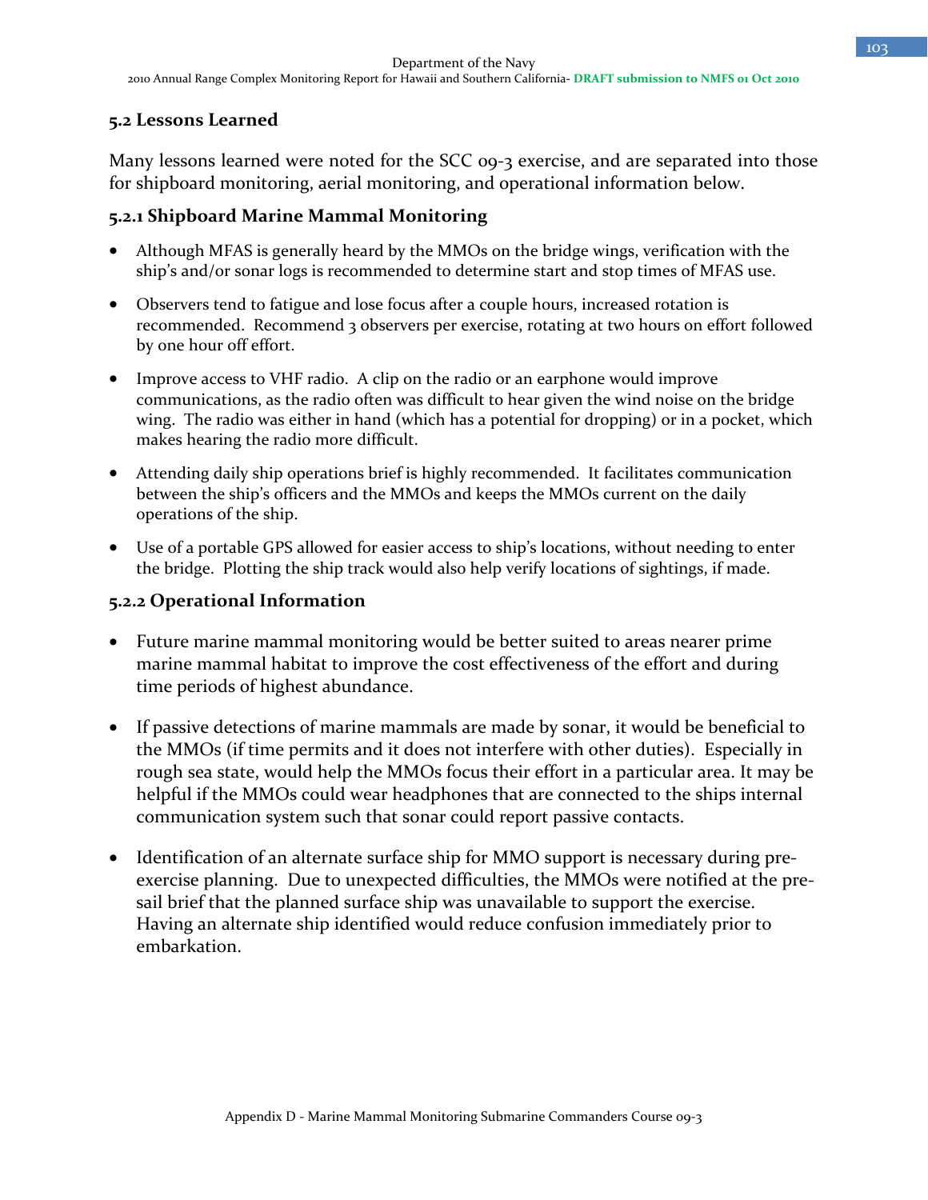### 5.2 Lessons Learned

Many lessons learned were noted for the SCC 09-3 exercise, and are separated into those for shipboard monitoring, aerial monitoring, and operational information below.

#### 5.2.1 Shipboard Marine Mammal Monitoring

- Although MFAS is generally heard by the MMOs on the bridge wings, verification with the ship's and/or sonar logs is recommended to determine start and stop times of MFAS use.
- Observers tend to fatigue and lose focus after a couple hours, increased rotation is recommended. Recommend 3 observers per exercise, rotating at two hours on effort followed by one hour off effort.
- Improve access to VHF radio. A clip on the radio or an earphone would improve communications, as the radio often was difficult to hear given the wind noise on the bridge wing. The radio was either in hand (which has a potential for dropping) or in a pocket, which makes hearing the radio more difficult.
- Attending daily ship operations brief is highly recommended. It facilitates communication between the ship's officers and the MMOs and keeps the MMOs current on the daily operations of the ship.
- Use of a portable GPS allowed for easier access to ship's locations, without needing to enter the bridge. Plotting the ship track would also help verify locations of sightings, if made.

#### 5.2.2 Operational Information

- Future marine mammal monitoring would be better suited to areas nearer prime marine mammal habitat to improve the cost effectiveness of the effort and during time periods of highest abundance.
- If passive detections of marine mammals are made by sonar, it would be beneficial to the MMOs (if time permits and it does not interfere with other duties). Especially in rough sea state, would help the MMOs focus their effort in a particular area. It may be helpful if the MMOs could wear headphones that are connected to the ships internal communication system such that sonar could report passive contacts.
- Identification of an alternate surface ship for MMO support is necessary during pre-exercise planning. Due to unexpected difficulties, the MMOs were notified at the pre-sail brief that the planned surface ship was unavailable to support the exercise. Having an alternate ship identified would reduce confusion immediately prior to embarkation.